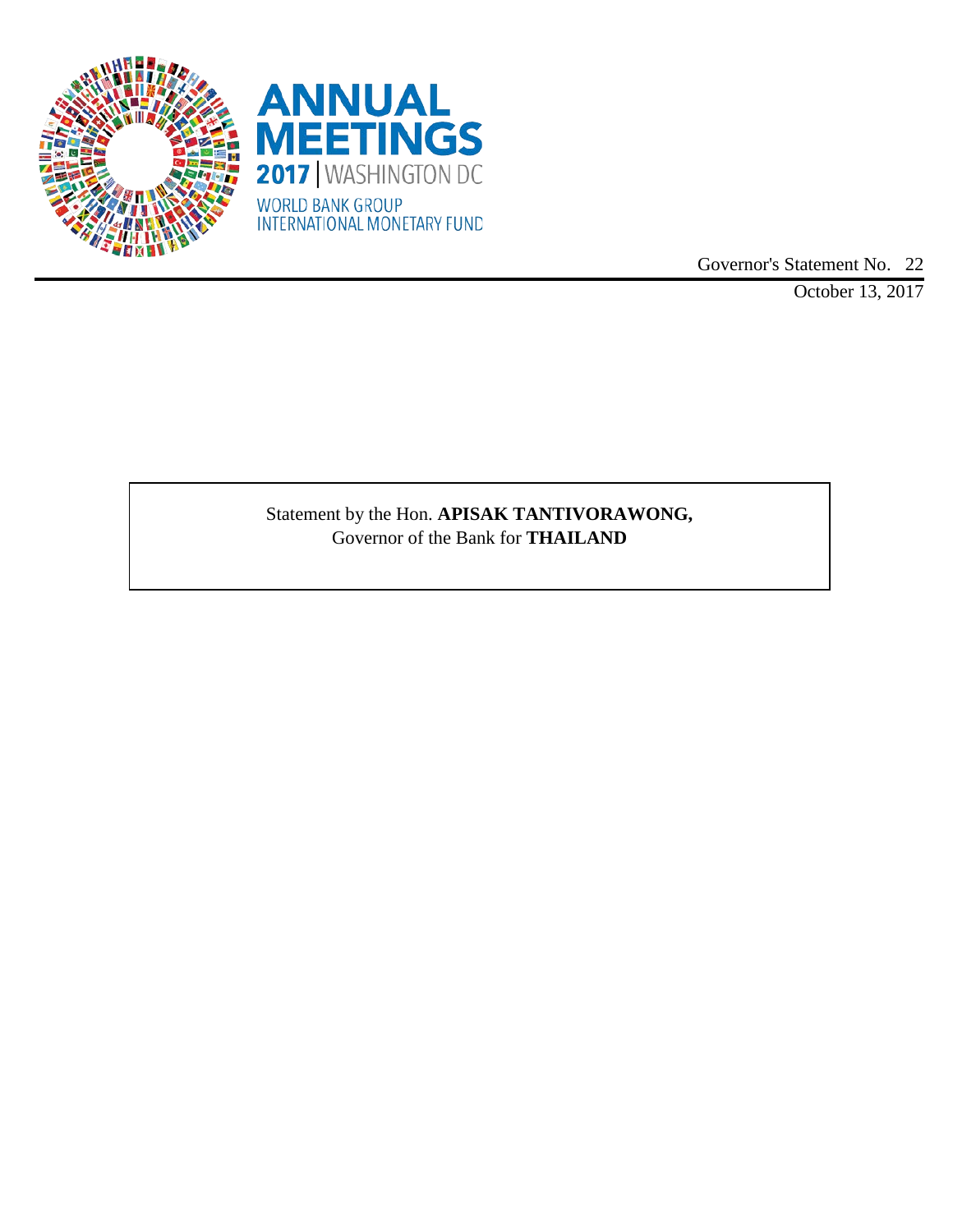ANNUAL MEETINGS
2017 | WASHINGTON DC
WORLD BANK GROUP
INTERNATIONAL MONETARY FUND

Governor's Statement No. 22

October 13, 2017

Statement by the Hon. **APISAK TANTIVORAWONG,**
Governor of the Bank for **THAILAND**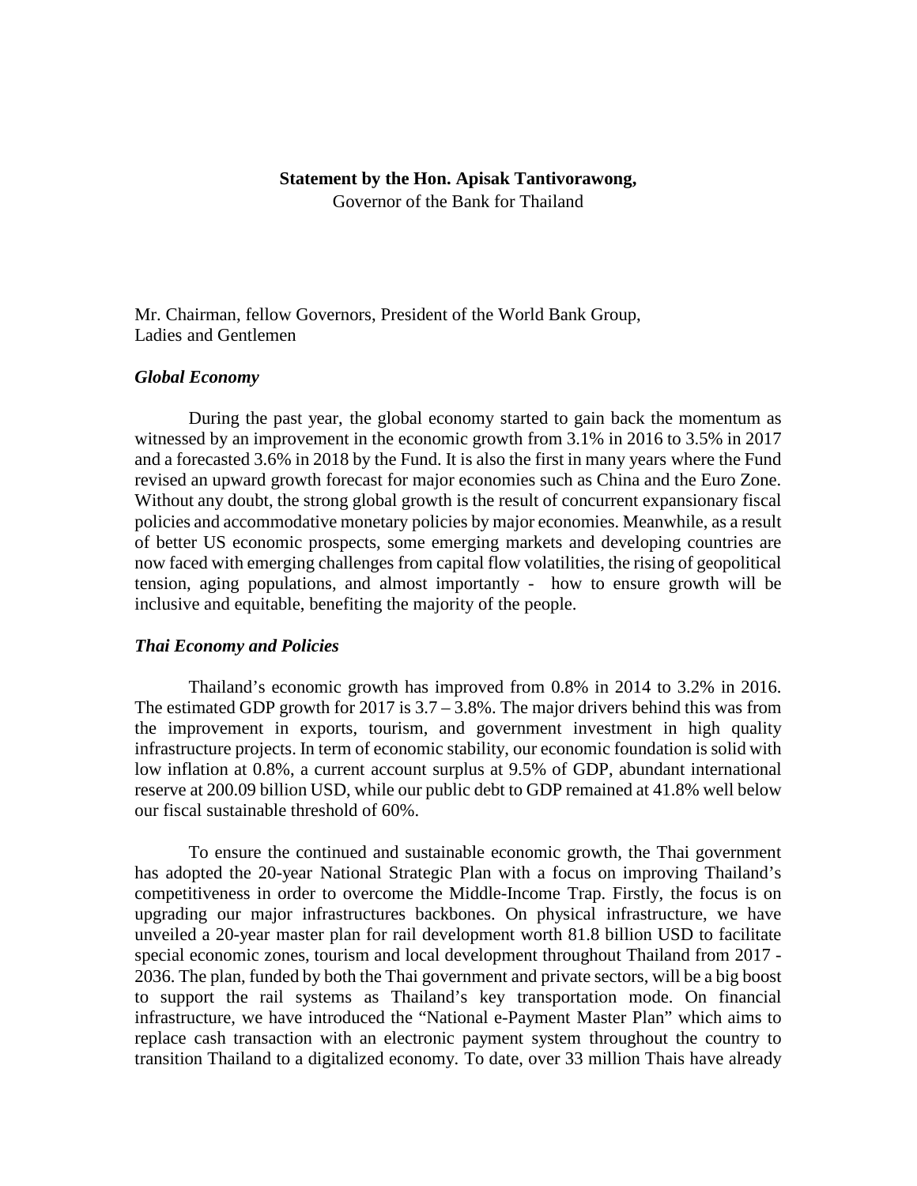**Statement by the Hon. Apisak Tantivorawong,**
Governor of the Bank for Thailand

Mr. Chairman, fellow Governors, President of the World Bank Group,
Ladies and Gentlemen

***Global Economy***

During the past year, the global economy started to gain back the momentum as witnessed by an improvement in the economic growth from 3.1% in 2016 to 3.5% in 2017 and a forecasted 3.6% in 2018 by the Fund. It is also the first in many years where the Fund revised an upward growth forecast for major economies such as China and the Euro Zone. Without any doubt, the strong global growth is the result of concurrent expansionary fiscal policies and accommodative monetary policies by major economies. Meanwhile, as a result of better US economic prospects, some emerging markets and developing countries are now faced with emerging challenges from capital flow volatilities, the rising of geopolitical tension, aging populations, and almost importantly - how to ensure growth will be inclusive and equitable, benefiting the majority of the people.

***Thai Economy and Policies***

Thailand's economic growth has improved from 0.8% in 2014 to 3.2% in 2016. The estimated GDP growth for 2017 is 3.7 – 3.8%. The major drivers behind this was from the improvement in exports, tourism, and government investment in high quality infrastructure projects. In term of economic stability, our economic foundation is solid with low inflation at 0.8%, a current account surplus at 9.5% of GDP, abundant international reserve at 200.09 billion USD, while our public debt to GDP remained at 41.8% well below our fiscal sustainable threshold of 60%.

To ensure the continued and sustainable economic growth, the Thai government has adopted the 20-year National Strategic Plan with a focus on improving Thailand's competitiveness in order to overcome the Middle-Income Trap. Firstly, the focus is on upgrading our major infrastructures backbones. On physical infrastructure, we have unveiled a 20-year master plan for rail development worth 81.8 billion USD to facilitate special economic zones, tourism and local development throughout Thailand from 2017 - 2036. The plan, funded by both the Thai government and private sectors, will be a big boost to support the rail systems as Thailand's key transportation mode. On financial infrastructure, we have introduced the "National e-Payment Master Plan" which aims to replace cash transaction with an electronic payment system throughout the country to transition Thailand to a digitalized economy. To date, over 33 million Thais have already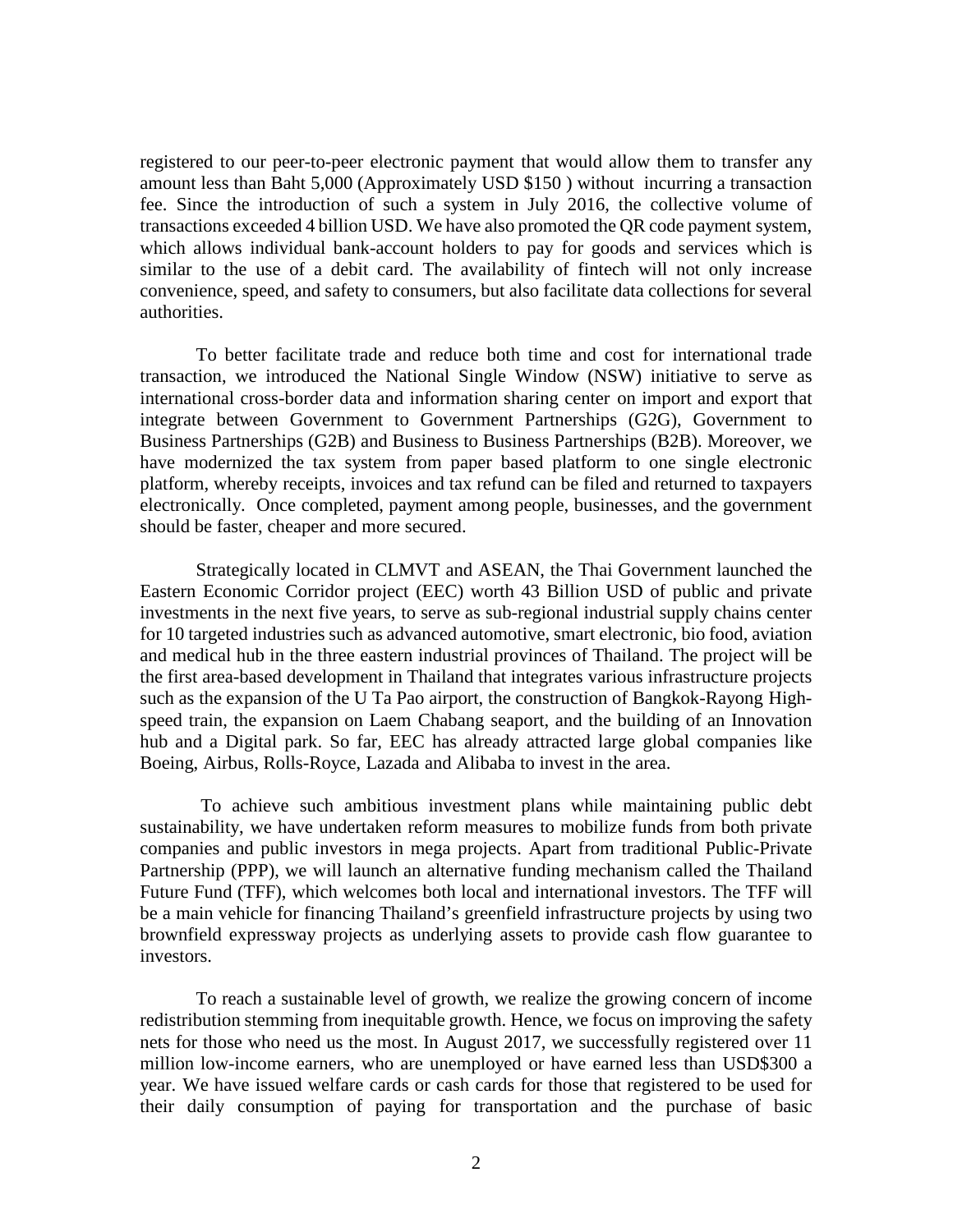registered to our peer-to-peer electronic payment that would allow them to transfer any amount less than Baht 5,000 (Approximately USD $150 ) without incurring a transaction fee. Since the introduction of such a system in July 2016, the collective volume of transactions exceeded 4 billion USD. We have also promoted the QR code payment system, which allows individual bank-account holders to pay for goods and services which is similar to the use of a debit card. The availability of fintech will not only increase convenience, speed, and safety to consumers, but also facilitate data collections for several authorities.

To better facilitate trade and reduce both time and cost for international trade transaction, we introduced the National Single Window (NSW) initiative to serve as international cross-border data and information sharing center on import and export that integrate between Government to Government Partnerships (G2G), Government to Business Partnerships (G2B) and Business to Business Partnerships (B2B). Moreover, we have modernized the tax system from paper based platform to one single electronic platform, whereby receipts, invoices and tax refund can be filed and returned to taxpayers electronically. Once completed, payment among people, businesses, and the government should be faster, cheaper and more secured.

Strategically located in CLMVT and ASEAN, the Thai Government launched the Eastern Economic Corridor project (EEC) worth 43 Billion USD of public and private investments in the next five years, to serve as sub-regional industrial supply chains center for 10 targeted industries such as advanced automotive, smart electronic, bio food, aviation and medical hub in the three eastern industrial provinces of Thailand. The project will be the first area-based development in Thailand that integrates various infrastructure projects such as the expansion of the U Ta Pao airport, the construction of Bangkok-Rayong High-speed train, the expansion on Laem Chabang seaport, and the building of an Innovation hub and a Digital park. So far, EEC has already attracted large global companies like Boeing, Airbus, Rolls-Royce, Lazada and Alibaba to invest in the area.

To achieve such ambitious investment plans while maintaining public debt sustainability, we have undertaken reform measures to mobilize funds from both private companies and public investors in mega projects. Apart from traditional Public-Private Partnership (PPP), we will launch an alternative funding mechanism called the Thailand Future Fund (TFF), which welcomes both local and international investors. The TFF will be a main vehicle for financing Thailand's greenfield infrastructure projects by using two brownfield expressway projects as underlying assets to provide cash flow guarantee to investors.

To reach a sustainable level of growth, we realize the growing concern of income redistribution stemming from inequitable growth. Hence, we focus on improving the safety nets for those who need us the most. In August 2017, we successfully registered over 11 million low-income earners, who are unemployed or have earned less than USD$300 a year. We have issued welfare cards or cash cards for those that registered to be used for their daily consumption of paying for transportation and the purchase of basic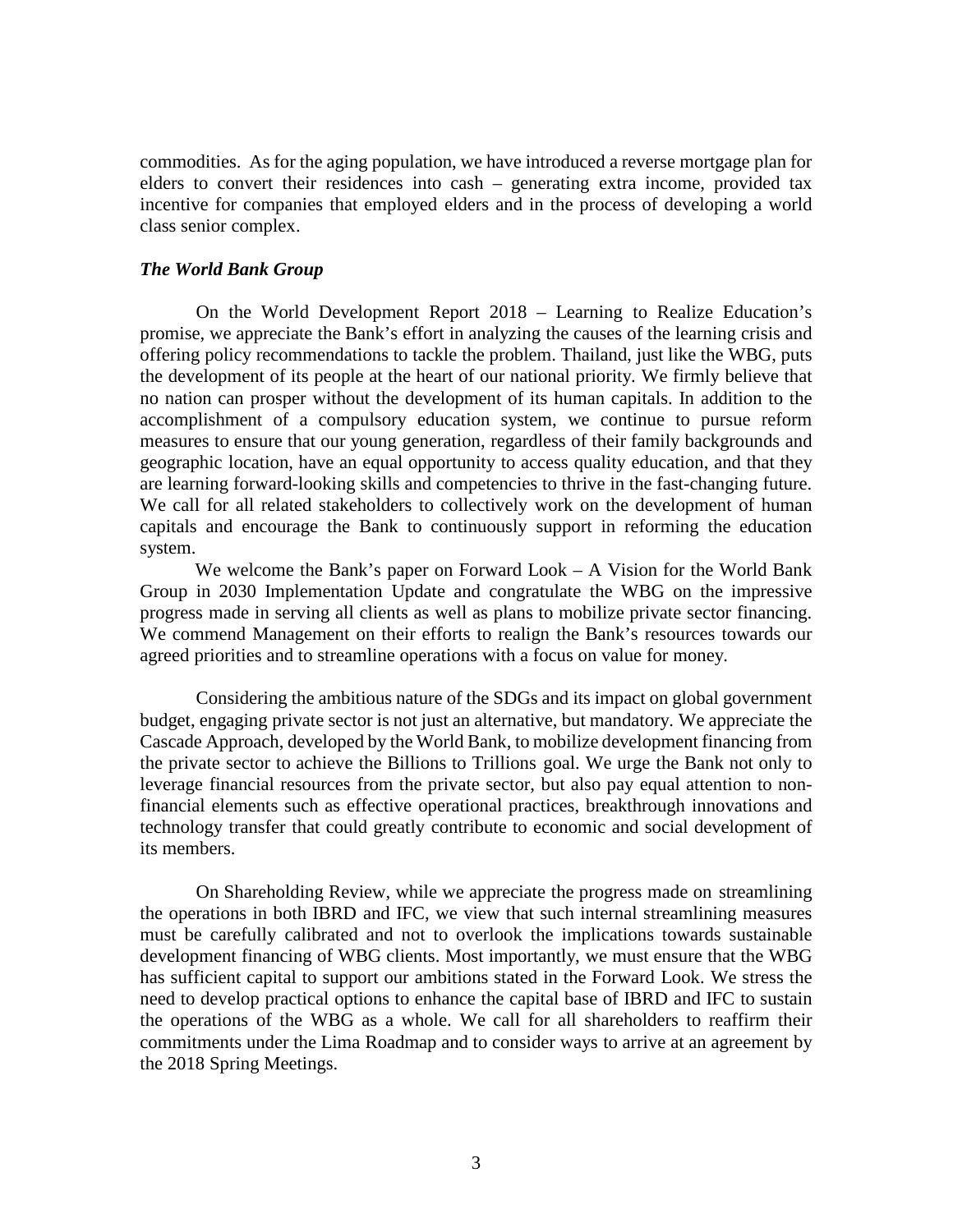commodities. As for the aging population, we have introduced a reverse mortgage plan for elders to convert their residences into cash – generating extra income, provided tax incentive for companies that employed elders and in the process of developing a world class senior complex.

***The World Bank Group***

On the World Development Report 2018 – Learning to Realize Education's promise, we appreciate the Bank's effort in analyzing the causes of the learning crisis and offering policy recommendations to tackle the problem. Thailand, just like the WBG, puts the development of its people at the heart of our national priority. We firmly believe that no nation can prosper without the development of its human capitals. In addition to the accomplishment of a compulsory education system, we continue to pursue reform measures to ensure that our young generation, regardless of their family backgrounds and geographic location, have an equal opportunity to access quality education, and that they are learning forward-looking skills and competencies to thrive in the fast-changing future. We call for all related stakeholders to collectively work on the development of human capitals and encourage the Bank to continuously support in reforming the education system.

We welcome the Bank's paper on Forward Look – A Vision for the World Bank Group in 2030 Implementation Update and congratulate the WBG on the impressive progress made in serving all clients as well as plans to mobilize private sector financing. We commend Management on their efforts to realign the Bank's resources towards our agreed priorities and to streamline operations with a focus on value for money.

Considering the ambitious nature of the SDGs and its impact on global government budget, engaging private sector is not just an alternative, but mandatory. We appreciate the Cascade Approach, developed by the World Bank, to mobilize development financing from the private sector to achieve the Billions to Trillions goal. We urge the Bank not only to leverage financial resources from the private sector, but also pay equal attention to non-financial elements such as effective operational practices, breakthrough innovations and technology transfer that could greatly contribute to economic and social development of its members.

On Shareholding Review, while we appreciate the progress made on streamlining the operations in both IBRD and IFC, we view that such internal streamlining measures must be carefully calibrated and not to overlook the implications towards sustainable development financing of WBG clients. Most importantly, we must ensure that the WBG has sufficient capital to support our ambitions stated in the Forward Look. We stress the need to develop practical options to enhance the capital base of IBRD and IFC to sustain the operations of the WBG as a whole. We call for all shareholders to reaffirm their commitments under the Lima Roadmap and to consider ways to arrive at an agreement by the 2018 Spring Meetings.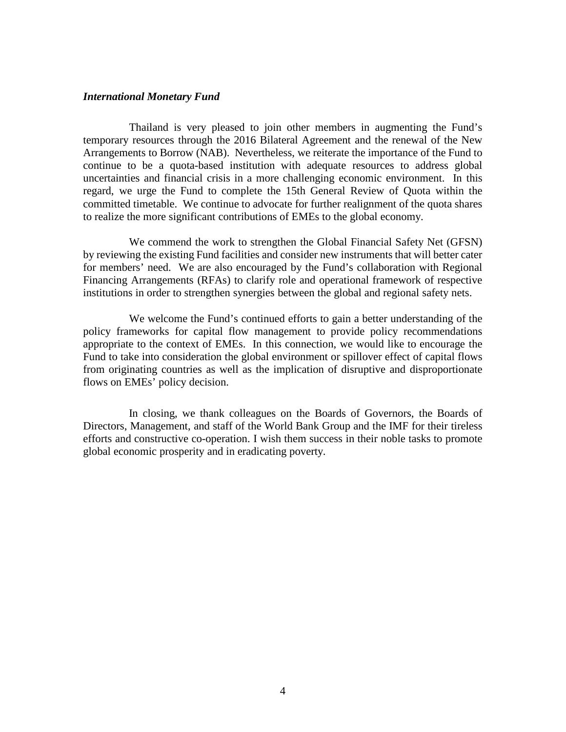***International Monetary Fund***

Thailand is very pleased to join other members in augmenting the Fund's temporary resources through the 2016 Bilateral Agreement and the renewal of the New Arrangements to Borrow (NAB). Nevertheless, we reiterate the importance of the Fund to continue to be a quota-based institution with adequate resources to address global uncertainties and financial crisis in a more challenging economic environment. In this regard, we urge the Fund to complete the 15th General Review of Quota within the committed timetable. We continue to advocate for further realignment of the quota shares to realize the more significant contributions of EMEs to the global economy.

We commend the work to strengthen the Global Financial Safety Net (GFSN) by reviewing the existing Fund facilities and consider new instruments that will better cater for members' need. We are also encouraged by the Fund's collaboration with Regional Financing Arrangements (RFAs) to clarify role and operational framework of respective institutions in order to strengthen synergies between the global and regional safety nets.

We welcome the Fund's continued efforts to gain a better understanding of the policy frameworks for capital flow management to provide policy recommendations appropriate to the context of EMEs. In this connection, we would like to encourage the Fund to take into consideration the global environment or spillover effect of capital flows from originating countries as well as the implication of disruptive and disproportionate flows on EMEs' policy decision.

In closing, we thank colleagues on the Boards of Governors, the Boards of Directors, Management, and staff of the World Bank Group and the IMF for their tireless efforts and constructive co-operation. I wish them success in their noble tasks to promote global economic prosperity and in eradicating poverty.